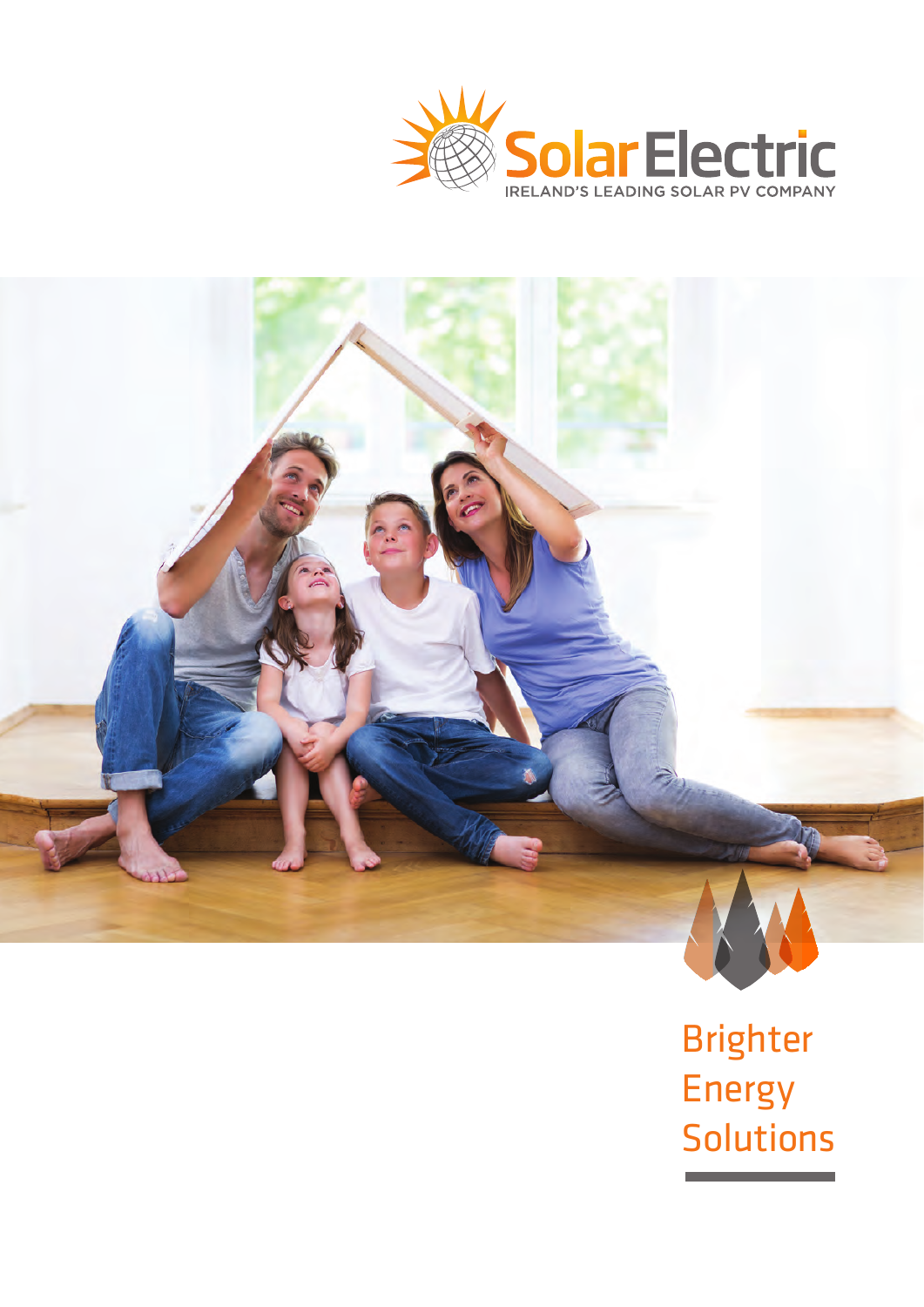SolarElectric

IRELAND'S LEADING SOLAR PV COMPANY

# Brighter Energy Solutions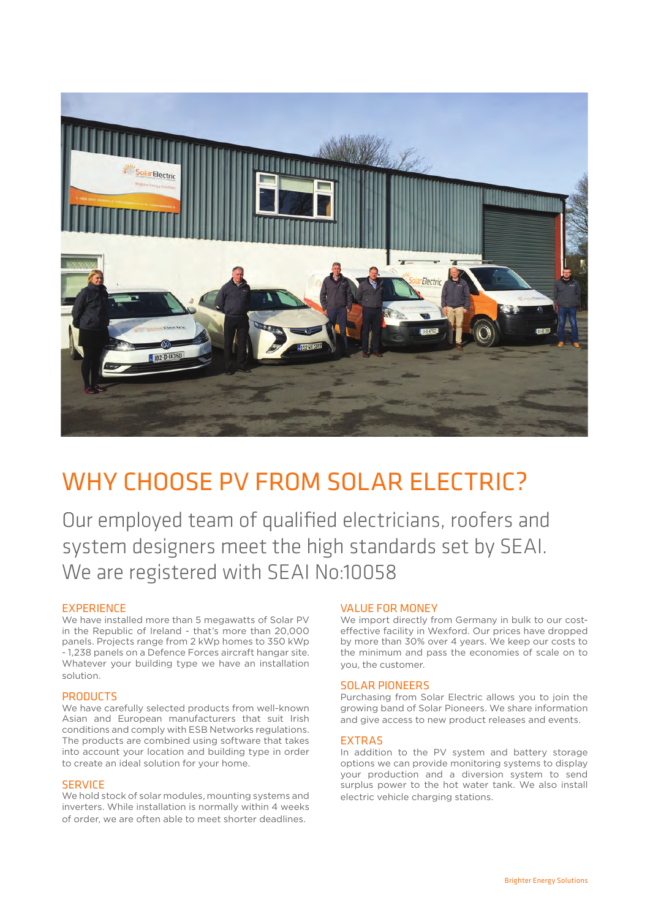# WHY CHOOSE PV FROM SOLAR ELECTRIC?

Our employed team of qualified electricians, roofers and system designers meet the high standards set by SEAI. We are registered with SEAI No:10058

## EXPERIENCE

We have installed more than 5 megawatts of Solar PV in the Republic of Ireland - that's more than 20,000 panels. Projects range from 2 kWp homes to 350 kWp - 1,238 panels on a Defence Forces aircraft hangar site. Whatever your building type we have an installation solution.

## PRODUCTS

We have carefully selected products from well-known Asian and European manufacturers that suit Irish conditions and comply with ESB Networks regulations. The products are combined using software that takes into account your location and building type in order to create an ideal solution for your home.

## SERVICE

We hold stock of solar modules, mounting systems and inverters. While installation is normally within 4 weeks of order, we are often able to meet shorter deadlines.

## VALUE FOR MONEY

We import directly from Germany in bulk to our cost-effective facility in Wexford. Our prices have dropped by more than 30% over 4 years. We keep our costs to the minimum and pass the economies of scale on to you, the customer.

## SOLAR PIONEERS

Purchasing from Solar Electric allows you to join the growing band of Solar Pioneers. We share information and give access to new product releases and events.

## EXTRAS

In addition to the PV system and battery storage options we can provide monitoring systems to display your production and a diversion system to send surplus power to the hot water tank. We also install electric vehicle charging stations.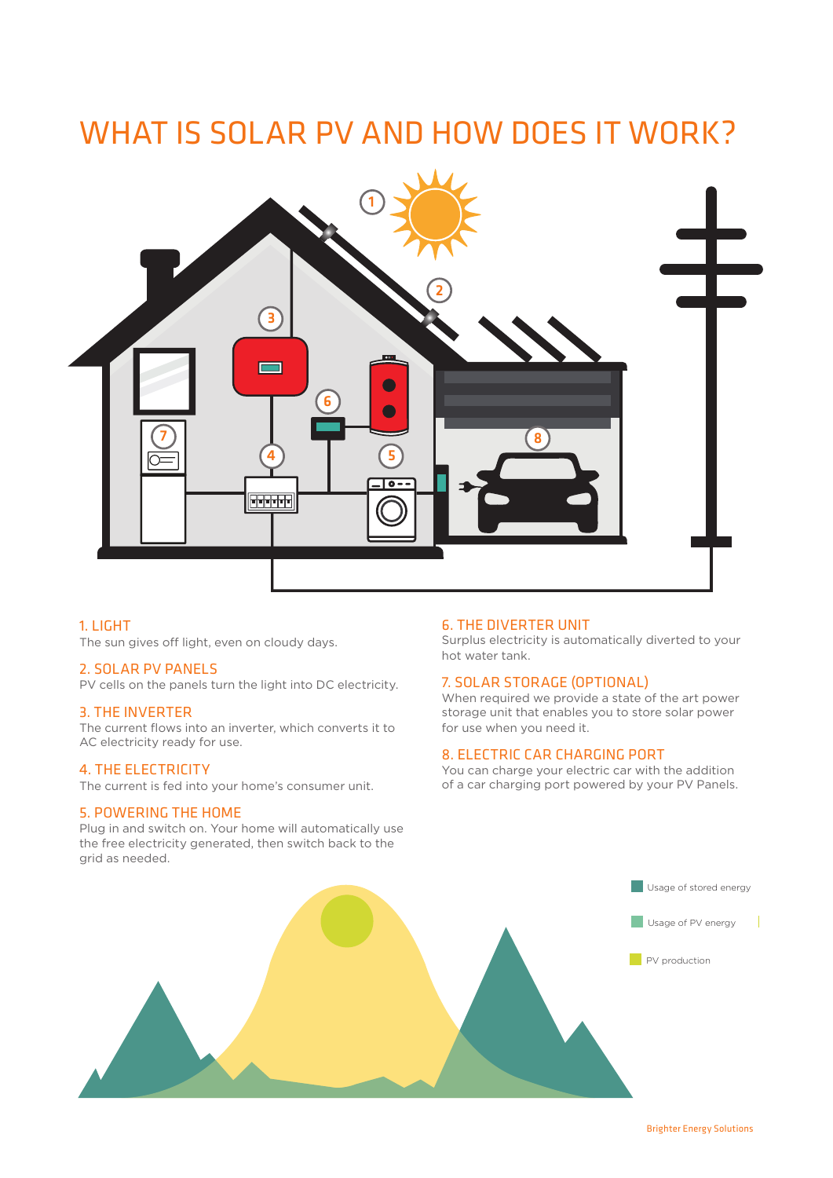# WHAT IS SOLAR PV AND HOW DOES IT WORK?

### 1. LIGHT

The sun gives off light, even on cloudy days.

### 2. SOLAR PV PANELS

PV cells on the panels turn the light into DC electricity.

### 3. THE INVERTER

The current flows into an inverter, which converts it to AC electricity ready for use.

### 4. THE ELECTRICITY

The current is fed into your home's consumer unit.

### 5. POWERING THE HOME

Plug in and switch on. Your home will automatically use the free electricity generated, then switch back to the grid as needed.

### 6. THE DIVERTER UNIT

Surplus electricity is automatically diverted to your hot water tank.

### 7. SOLAR STORAGE (OPTIONAL)

When required we provide a state of the art power storage unit that enables you to store solar power for use when you need it.

### 8. ELECTRIC CAR CHARGING PORT

You can charge your electric car with the addition of a car charging port powered by your PV Panels.

Usage of stored energy

Usage of PV energy

PV production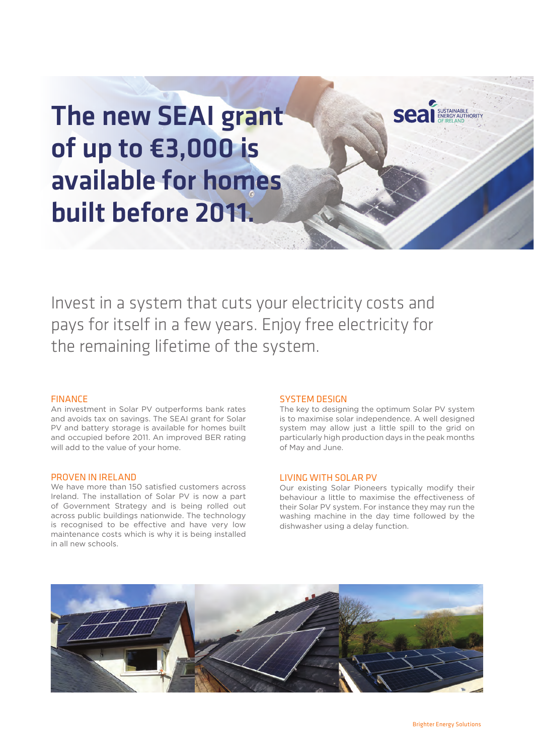# The new SEAI grant of up to €3,000 is available for homes built before 2011.

seai SUSTAINABLE ENERGY AUTHORITY OF IRELAND

Invest in a system that cuts your electricity costs and pays for itself in a few years. Enjoy free electricity for the remaining lifetime of the system.

## FINANCE

An investment in Solar PV outperforms bank rates and avoids tax on savings. The SEAI grant for Solar PV and battery storage is available for homes built and occupied before 2011. An improved BER rating will add to the value of your home.

## PROVEN IN IRELAND

We have more than 150 satisfied customers across Ireland. The installation of Solar PV is now a part of Government Strategy and is being rolled out across public buildings nationwide. The technology is recognised to be effective and have very low maintenance costs which is why it is being installed in all new schools.

## SYSTEM DESIGN

The key to designing the optimum Solar PV system is to maximise solar independence. A well designed system may allow just a little spill to the grid on particularly high production days in the peak months of May and June.

## LIVING WITH SOLAR PV

Our existing Solar Pioneers typically modify their behaviour a little to maximise the effectiveness of their Solar PV system. For instance they may run the washing machine in the day time followed by the dishwasher using a delay function.

Brighter Energy Solutions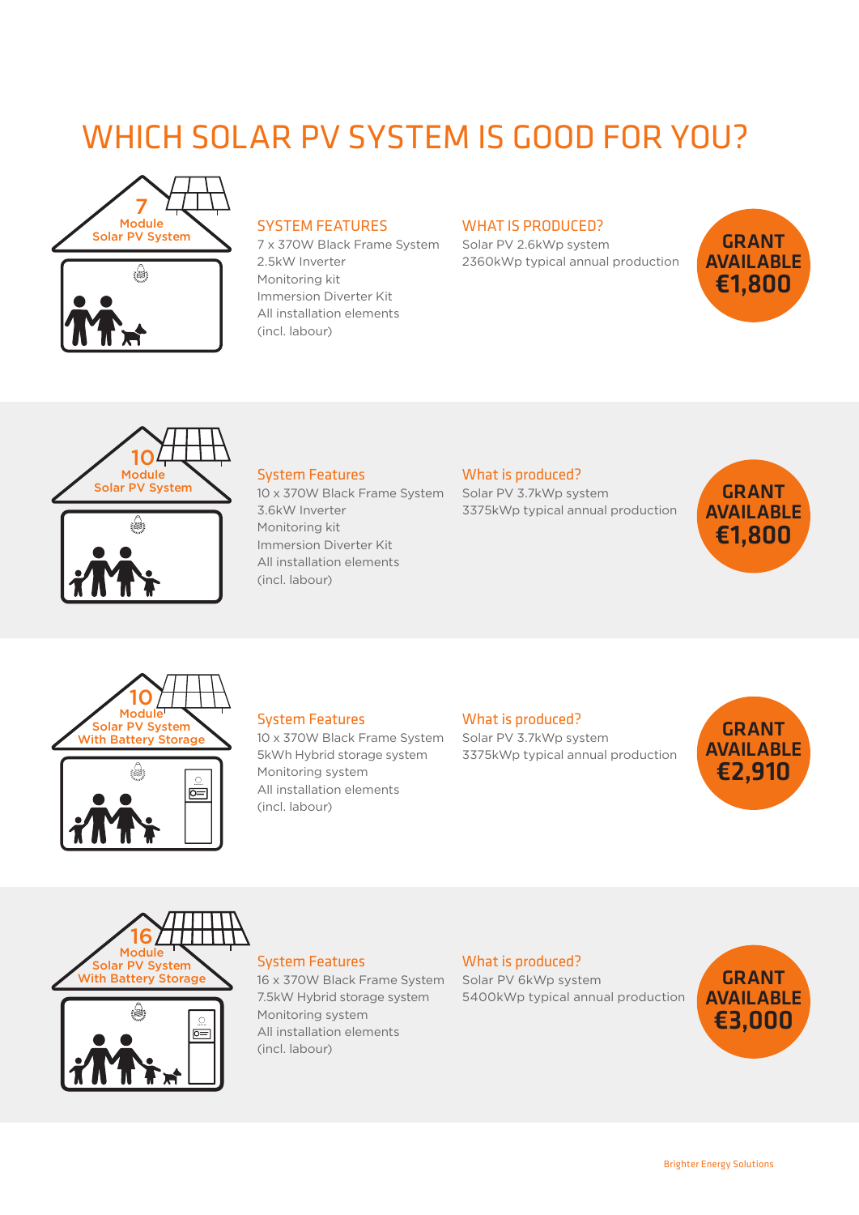# WHICH SOLAR PV SYSTEM IS GOOD FOR YOU?

## 7 Module Solar PV System

### SYSTEM FEATURES

7 x 370W Black Frame System
2.5kW Inverter
Monitoring kit
Immersion Diverter Kit
All installation elements
(incl. labour)

### WHAT IS PRODUCED?

Solar PV 2.6kWp system
2360kWp typical annual production

**GRANT AVAILABLE €1,800**

## 10 Module Solar PV System

### System Features

10 x 370W Black Frame System
3.6kW Inverter
Monitoring kit
Immersion Diverter Kit
All installation elements
(incl. labour)

### What is produced?

Solar PV 3.7kWp system
3375kWp typical annual production

**GRANT AVAILABLE €1,800**

## 10 Module Solar PV System With Battery Storage

### System Features

10 x 370W Black Frame System
5kWh Hybrid storage system
Monitoring system
All installation elements
(incl. labour)

### What is produced?

Solar PV 3.7kWp system
3375kWp typical annual production

**GRANT AVAILABLE €2,910**

## 16 Module Solar PV System With Battery Storage

### System Features

16 x 370W Black Frame System
7.5kW Hybrid storage system
Monitoring system
All installation elements
(incl. labour)

### What is produced?

Solar PV 6kWp system
5400kWp typical annual production

**GRANT AVAILABLE €3,000**

Brighter Energy Solutions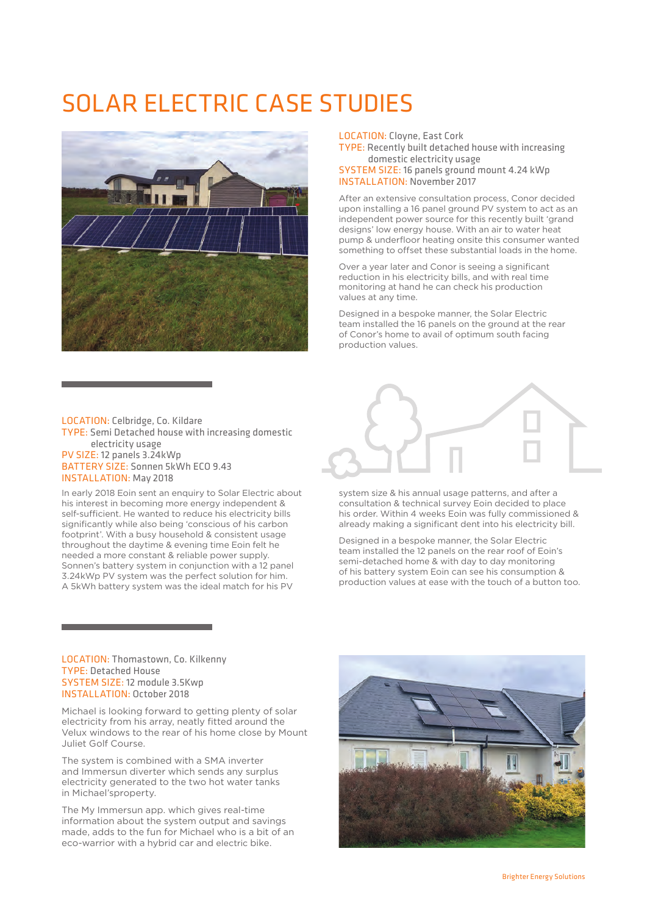# SOLAR ELECTRIC CASE STUDIES

LOCATION: Cloyne, East Cork
TYPE: Recently built detached house with increasing domestic electricity usage
SYSTEM SIZE: 16 panels ground mount 4.24 kWp
INSTALLATION: November 2017

After an extensive consultation process, Conor decided upon installing a 16 panel ground PV system to act as an independent power source for this recently built 'grand designs' low energy house. With an air to water heat pump & underfloor heating onsite this consumer wanted something to offset these substantial loads in the home.

Over a year later and Conor is seeing a significant reduction in his electricity bills, and with real time monitoring at hand he can check his production values at any time.

Designed in a bespoke manner, the Solar Electric team installed the 16 panels on the ground at the rear of Conor's home to avail of optimum south facing production values.

---

LOCATION: Celbridge, Co. Kildare
TYPE: Semi Detached house with increasing domestic electricity usage
PV SIZE: 12 panels 3.24kWp
BATTERY SIZE: Sonnen 5kWh ECO 9.43
INSTALLATION: May 2018

In early 2018 Eoin sent an enquiry to Solar Electric about his interest in becoming more energy independent & self-sufficient. He wanted to reduce his electricity bills significantly while also being 'conscious of his carbon footprint'. With a busy household & consistent usage throughout the daytime & evening time Eoin felt he needed a more constant & reliable power supply. Sonnen's battery system in conjunction with a 12 panel 3.24kWp PV system was the perfect solution for him. A 5kWh battery system was the ideal match for his PV system size & his annual usage patterns, and after a consultation & technical survey Eoin decided to place his order. Within 4 weeks Eoin was fully commissioned & already making a significant dent into his electricity bill.

Designed in a bespoke manner, the Solar Electric team installed the 12 panels on the rear roof of Eoin's semi-detached home & with day to day monitoring of his battery system Eoin can see his consumption & production values at ease with the touch of a button too.

---

LOCATION: Thomastown, Co. Kilkenny
TYPE: Detached House
SYSTEM SIZE: 12 module 3.5Kwp
INSTALLATION: October 2018

Michael is looking forward to getting plenty of solar electricity from his array, neatly fitted around the Velux windows to the rear of his home close by Mount Juliet Golf Course.

The system is combined with a SMA inverter and Immersun diverter which sends any surplus electricity generated to the two hot water tanks in Michael'sproperty.

The My Immersun app. which gives real-time information about the system output and savings made, adds to the fun for Michael who is a bit of an eco-warrior with a hybrid car and electric bike.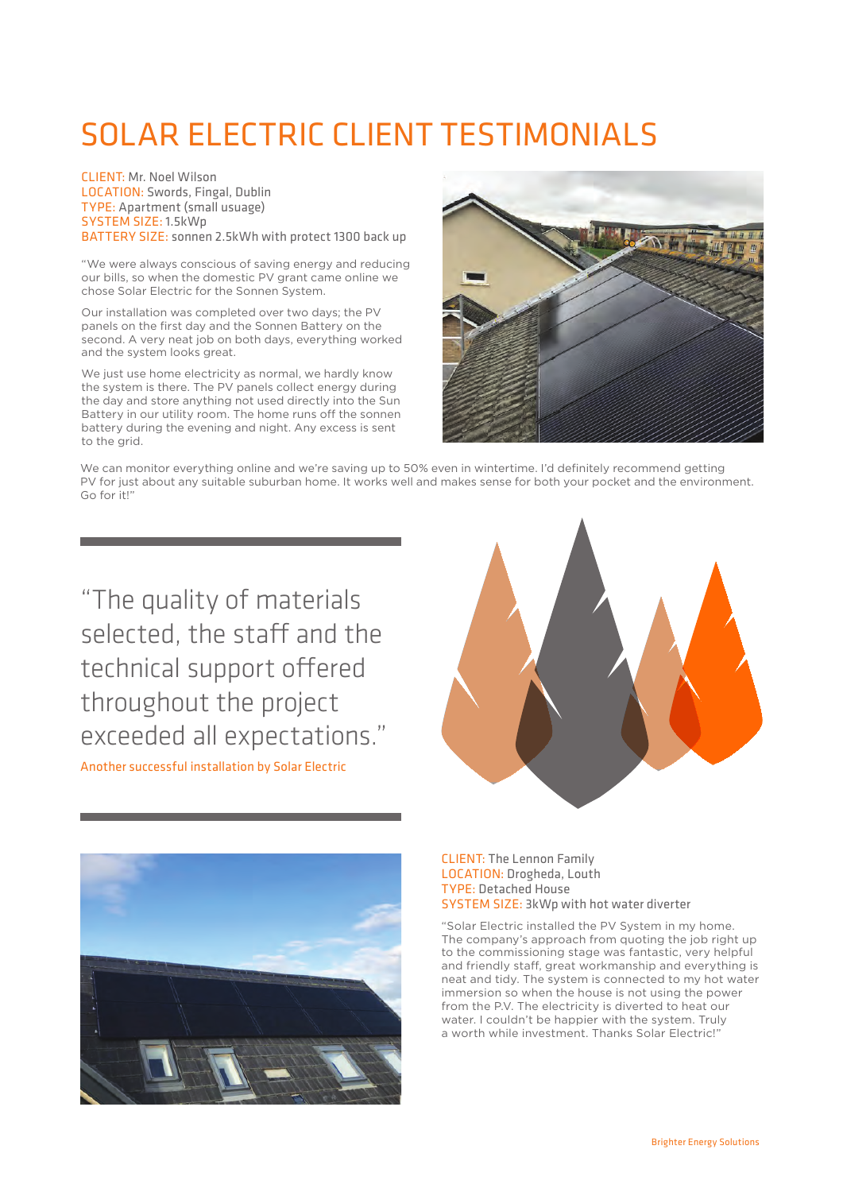# SOLAR ELECTRIC CLIENT TESTIMONIALS

CLIENT: Mr. Noel Wilson
LOCATION: Swords, Fingal, Dublin
TYPE: Apartment (small usuage)
SYSTEM SIZE: 1.5kWp
BATTERY SIZE: sonnen 2.5kWh with protect 1300 back up

"We were always conscious of saving energy and reducing our bills, so when the domestic PV grant came online we chose Solar Electric for the Sonnen System.

Our installation was completed over two days; the PV panels on the first day and the Sonnen Battery on the second. A very neat job on both days, everything worked and the system looks great.

We just use home electricity as normal, we hardly know the system is there. The PV panels collect energy during the day and store anything not used directly into the Sun Battery in our utility room. The home runs off the sonnen battery during the evening and night. Any excess is sent to the grid.

We can monitor everything online and we're saving up to 50% even in wintertime. I'd definitely recommend getting PV for just about any suitable suburban home. It works well and makes sense for both your pocket and the environment. Go for it!"

> "The quality of materials selected, the staff and the technical support offered throughout the project exceeded all expectations."

Another successful installation by Solar Electric

CLIENT: The Lennon Family
LOCATION: Drogheda, Louth
TYPE: Detached House
SYSTEM SIZE: 3kWp with hot water diverter

"Solar Electric installed the PV System in my home. The company's approach from quoting the job right up to the commissioning stage was fantastic, very helpful and friendly staff, great workmanship and everything is neat and tidy. The system is connected to my hot water immersion so when the house is not using the power from the P.V. The electricity is diverted to heat our water. I couldn't be happier with the system. Truly a worth while investment. Thanks Solar Electric!"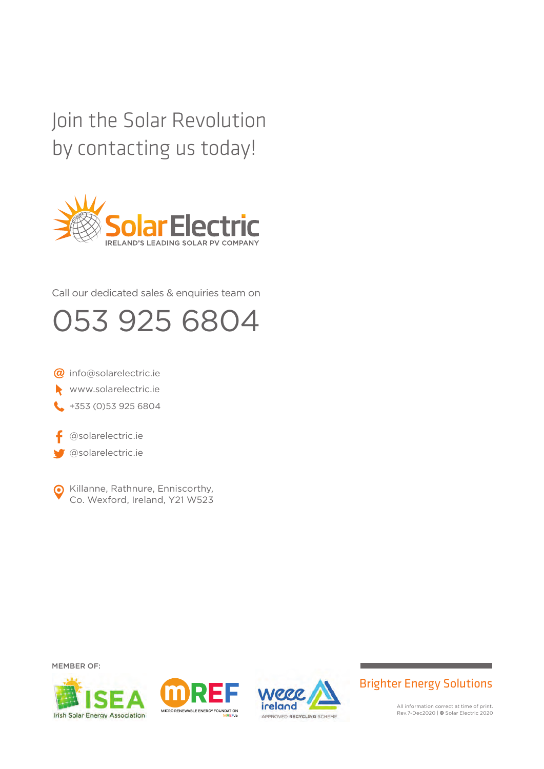# Join the Solar Revolution by contacting us today!

SolarElectric
IRELAND'S LEADING SOLAR PV COMPANY

Call our dedicated sales & enquiries team on

## 053 925 6804

- info@solarelectric.ie
- www.solarelectric.ie
- +353 (0)53 925 6804

- @solarelectric.ie
- @solarelectric.ie

Killanne, Rathnure, Enniscorthy,
Co. Wexford, Ireland, Y21 W523

MEMBER OF:

ISEA Irish Solar Energy Association

MREF MICRO RENEWABLE ENERGY FOUNDATION MREF.ie

weee ireland APPROVED RECYCLING SCHEME

Brighter Energy Solutions

All information correct at time of print.
Rev.7-Dec2020 | © Solar Electric 2020